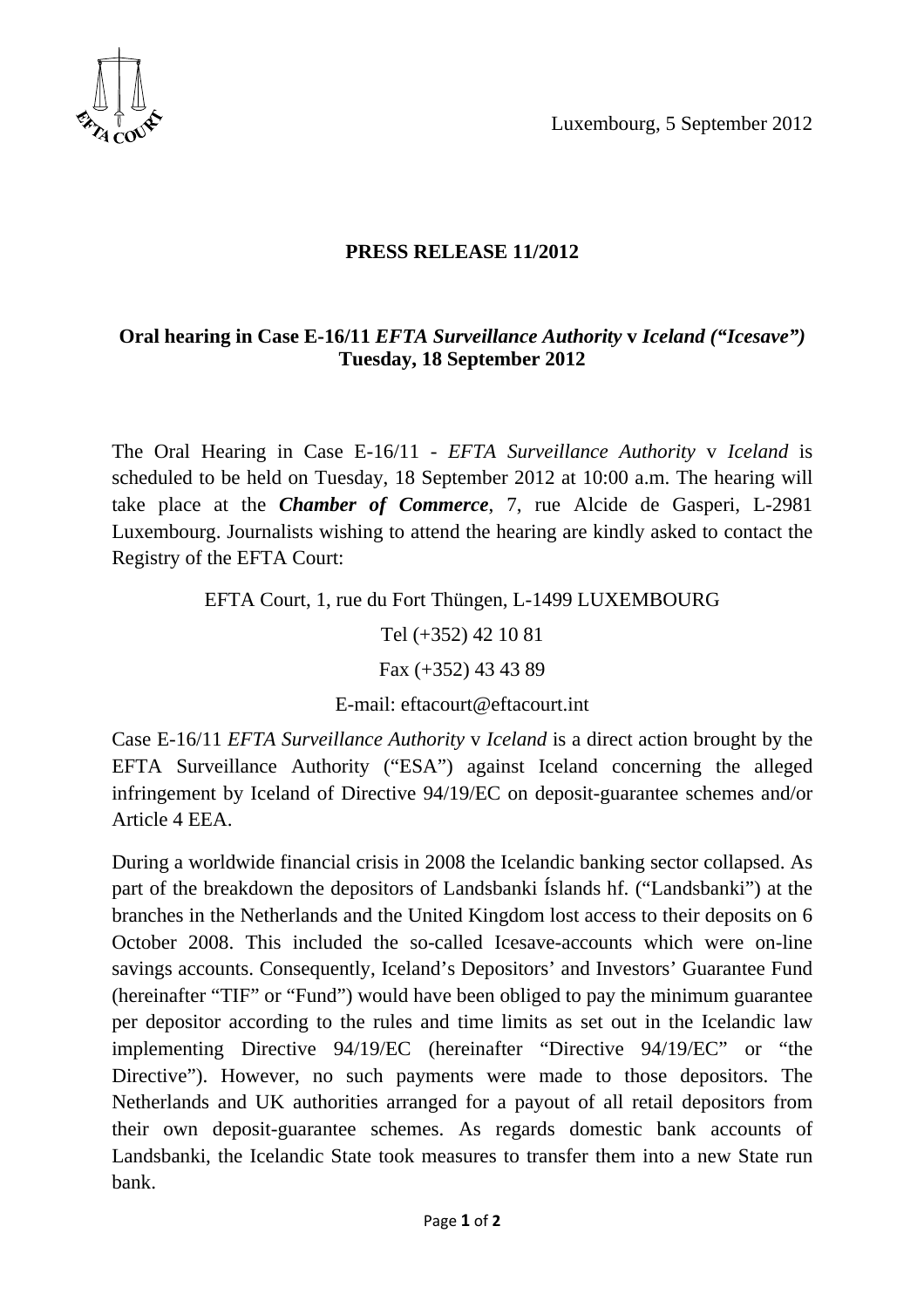Luxembourg, 5 September 2012

**PRESS RELEASE 11/2012**

**Oral hearing in Case E-16/11 *EFTA Surveillance Authority* v *Iceland ("Icesave")***
**Tuesday, 18 September 2012**

The Oral Hearing in Case E-16/11 - *EFTA Surveillance Authority* v *Iceland* is scheduled to be held on Tuesday, 18 September 2012 at 10:00 a.m. The hearing will take place at the ***Chamber of Commerce***, 7, rue Alcide de Gasperi, L-2981 Luxembourg. Journalists wishing to attend the hearing are kindly asked to contact the Registry of the EFTA Court:

EFTA Court, 1, rue du Fort Thüngen, L-1499 LUXEMBOURG

Tel (+352) 42 10 81

Fax (+352) 43 43 89

E-mail: eftacourt@eftacourt.int

Case E-16/11 *EFTA Surveillance Authority* v *Iceland* is a direct action brought by the EFTA Surveillance Authority ("ESA") against Iceland concerning the alleged infringement by Iceland of Directive 94/19/EC on deposit-guarantee schemes and/or Article 4 EEA.

During a worldwide financial crisis in 2008 the Icelandic banking sector collapsed. As part of the breakdown the depositors of Landsbanki Íslands hf. ("Landsbanki") at the branches in the Netherlands and the United Kingdom lost access to their deposits on 6 October 2008. This included the so-called Icesave-accounts which were on-line savings accounts. Consequently, Iceland's Depositors' and Investors' Guarantee Fund (hereinafter "TIF" or "Fund") would have been obliged to pay the minimum guarantee per depositor according to the rules and time limits as set out in the Icelandic law implementing Directive 94/19/EC (hereinafter "Directive 94/19/EC" or "the Directive"). However, no such payments were made to those depositors. The Netherlands and UK authorities arranged for a payout of all retail depositors from their own deposit-guarantee schemes. As regards domestic bank accounts of Landsbanki, the Icelandic State took measures to transfer them into a new State run bank.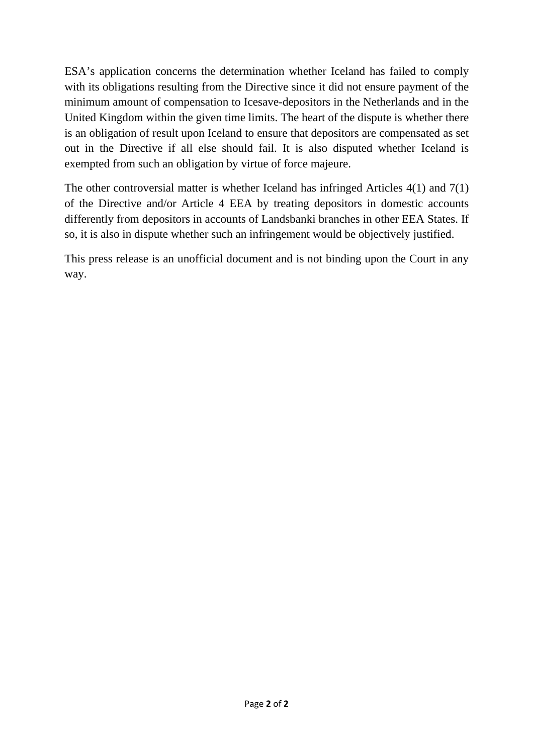ESA’s application concerns the determination whether Iceland has failed to comply with its obligations resulting from the Directive since it did not ensure payment of the minimum amount of compensation to Icesave-depositors in the Netherlands and in the United Kingdom within the given time limits. The heart of the dispute is whether there is an obligation of result upon Iceland to ensure that depositors are compensated as set out in the Directive if all else should fail. It is also disputed whether Iceland is exempted from such an obligation by virtue of force majeure.

The other controversial matter is whether Iceland has infringed Articles 4(1) and 7(1) of the Directive and/or Article 4 EEA by treating depositors in domestic accounts differently from depositors in accounts of Landsbanki branches in other EEA States. If so, it is also in dispute whether such an infringement would be objectively justified.

This press release is an unofficial document and is not binding upon the Court in any way.